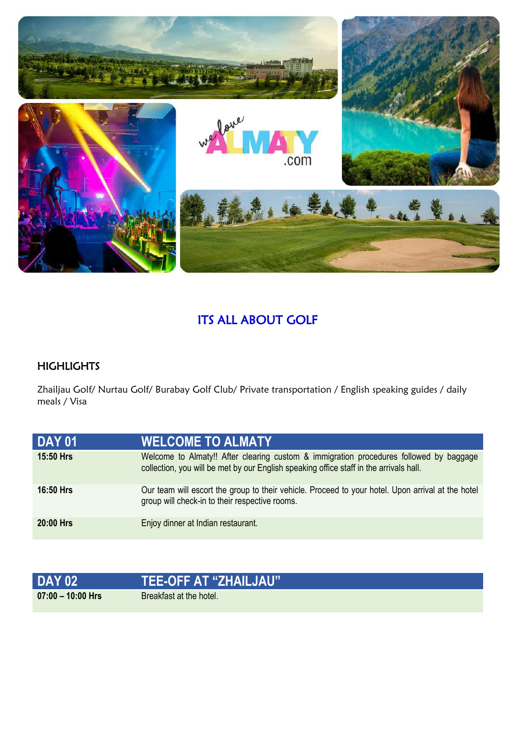## ITS ALL ABOUT GOLF

### HIGHLIGHTS

Zhailjau Golf/ Nurtau Golf/ Burabay Golf Club/ Private transportation / English speaking guides / daily meals / Visa

| DAY 01 | WELCOME TO ALMATY |
|---|---|
| **15:50 Hrs** | Welcome to Almaty!! After clearing custom & immigration procedures followed by baggage collection, you will be met by our English speaking office staff in the arrivals hall. |
| **16:50 Hrs** | Our team will escort the group to their vehicle. Proceed to your hotel. Upon arrival at the hotel group will check-in to their respective rooms. |
| **20:00 Hrs** | Enjoy dinner at Indian restaurant. |

| DAY 02 | TEE-OFF AT "ZHAILJAU" |
|---|---|
| **07:00 – 10:00 Hrs** | Breakfast at the hotel. |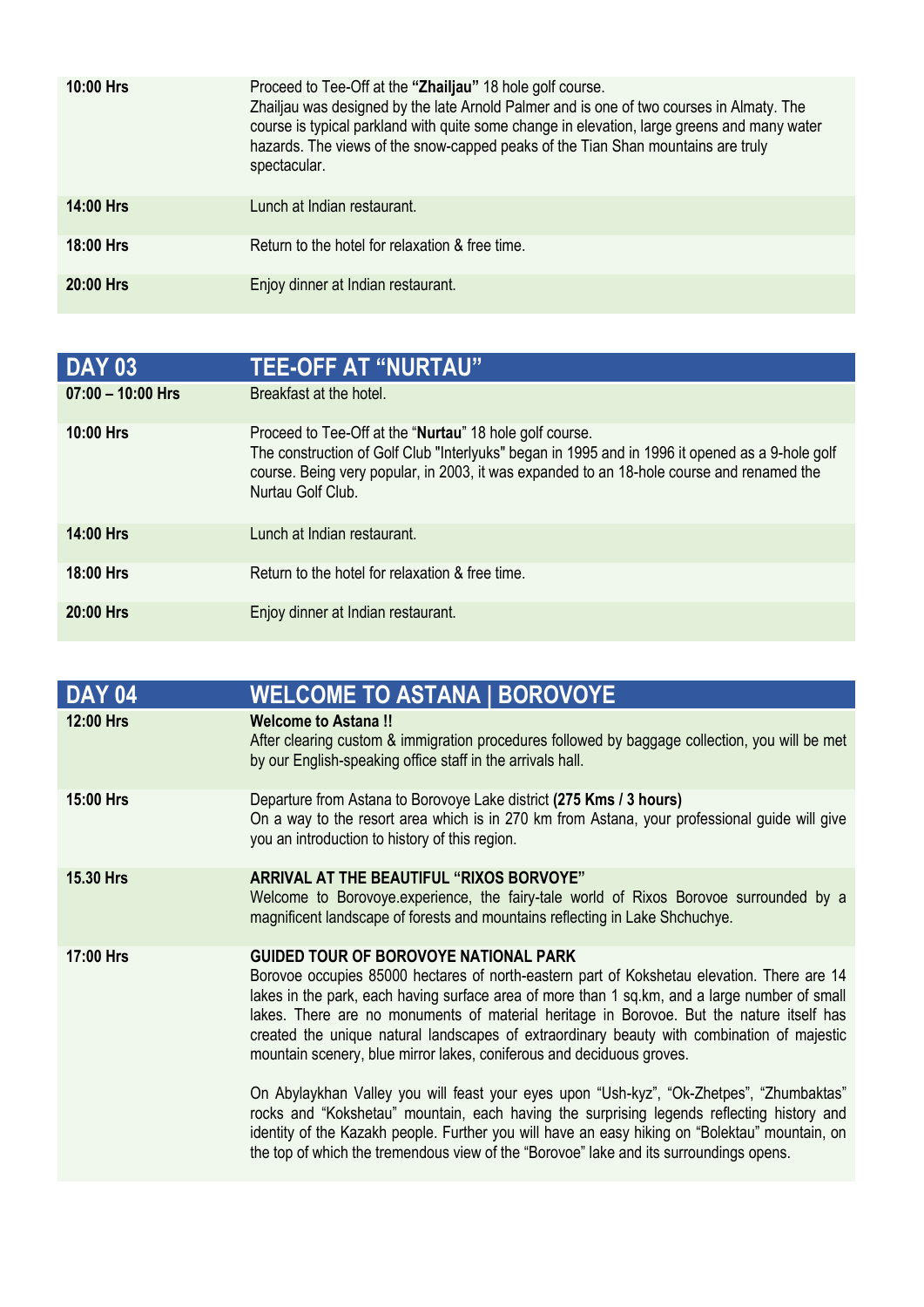| | |
|---|---|
| **10:00 Hrs** | Proceed to Tee-Off at the **“Zhailjau”** 18 hole golf course. Zhailjau was designed by the late Arnold Palmer and is one of two courses in Almaty. The course is typical parkland with quite some change in elevation, large greens and many water hazards. The views of the snow-capped peaks of the Tian Shan mountains are truly spectacular. |
| **14:00 Hrs** | Lunch at Indian restaurant. |
| **18:00 Hrs** | Return to the hotel for relaxation & free time. |
| **20:00 Hrs** | Enjoy dinner at Indian restaurant. |

| DAY 03 | TEE-OFF AT “NURTAU” |
|---|---|
| **07:00 – 10:00 Hrs** | Breakfast at the hotel. |
| **10:00 Hrs** | Proceed to Tee-Off at the “**Nurtau**” 18 hole golf course. The construction of Golf Club "Interlyuks" began in 1995 and in 1996 it opened as a 9-hole golf course. Being very popular, in 2003, it was expanded to an 18-hole course and renamed the Nurtau Golf Club. |
| **14:00 Hrs** | Lunch at Indian restaurant. |
| **18:00 Hrs** | Return to the hotel for relaxation & free time. |
| **20:00 Hrs** | Enjoy dinner at Indian restaurant. |

| DAY 04 | WELCOME TO ASTANA \| BOROVOYE |
|---|---|
| **12:00 Hrs** | **Welcome to Astana !!** After clearing custom & immigration procedures followed by baggage collection, you will be met by our English-speaking office staff in the arrivals hall. |
| **15:00 Hrs** | Departure from Astana to Borovoye Lake district **(275 Kms / 3 hours)** On a way to the resort area which is in 270 km from Astana, your professional guide will give you an introduction to history of this region. |
| **15.30 Hrs** | **ARRIVAL AT THE BEAUTIFUL “RIXOS BORVOYE”** Welcome to Borovoye.experience, the fairy-tale world of Rixos Borovoe surrounded by a magnificent landscape of forests and mountains reflecting in Lake Shchuchye. |
| **17:00 Hrs** | **GUIDED TOUR OF BOROVOYE NATIONAL PARK** Borovoe occupies 85000 hectares of north-eastern part of Kokshetau elevation. There are 14 lakes in the park, each having surface area of more than 1 sq.km, and a large number of small lakes. There are no monuments of material heritage in Borovoe. But the nature itself has created the unique natural landscapes of extraordinary beauty with combination of majestic mountain scenery, blue mirror lakes, coniferous and deciduous groves.<br><br>On Abylaykhan Valley you will feast your eyes upon “Ush-kyz”, “Ok-Zhetpes”, “Zhumbaktas” rocks and “Kokshetau” mountain, each having the surprising legends reflecting history and identity of the Kazakh people. Further you will have an easy hiking on “Bolektau” mountain, on the top of which the tremendous view of the “Borovoe” lake and its surroundings opens. |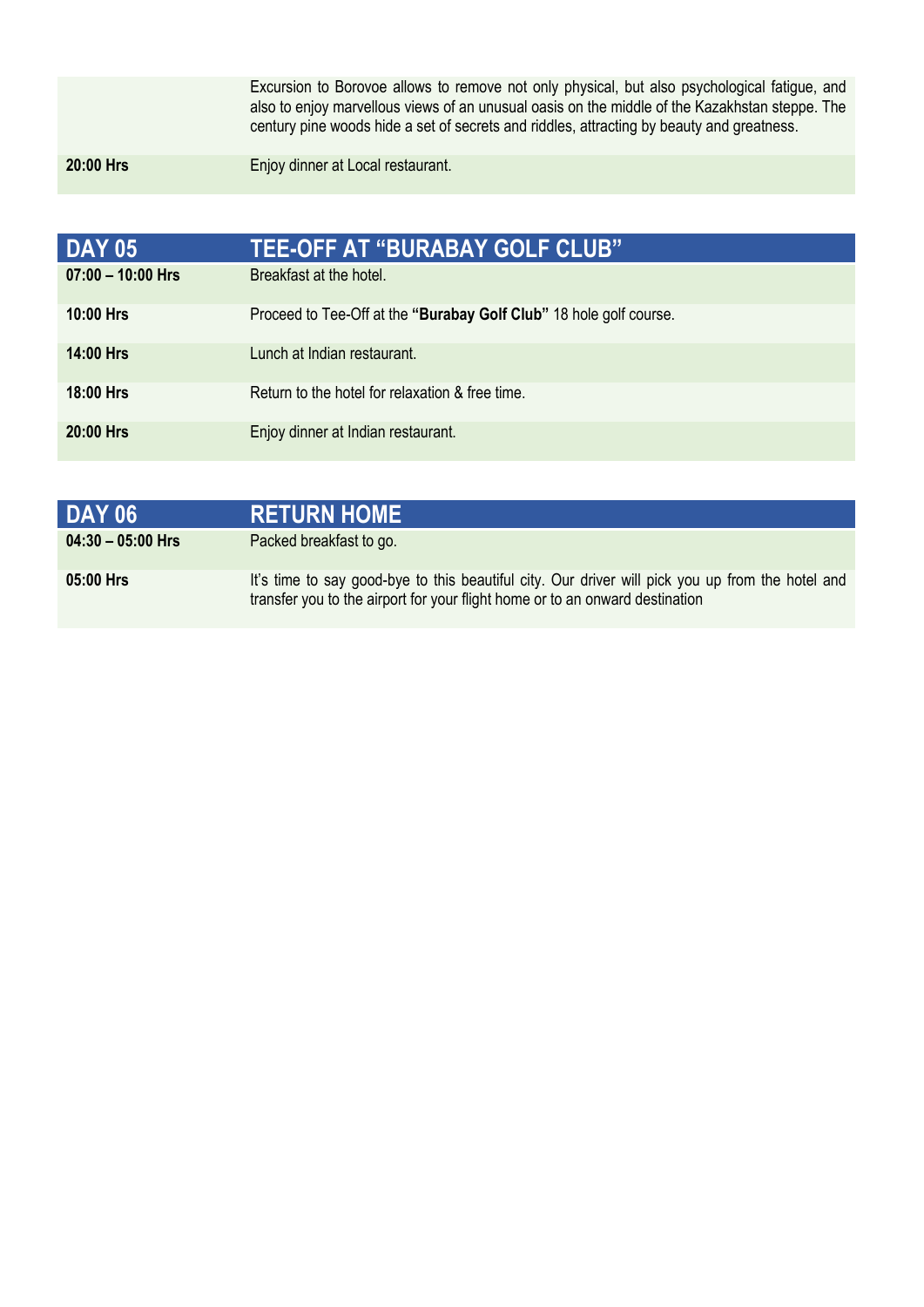| | |
|---|---|
| | Excursion to Borovoe allows to remove not only physical, but also psychological fatigue, and also to enjoy marvellous views of an unusual oasis on the middle of the Kazakhstan steppe. The century pine woods hide a set of secrets and riddles, attracting by beauty and greatness. |
| **20:00 Hrs** | Enjoy dinner at Local restaurant. |

| DAY 05 | TEE-OFF AT “BURABAY GOLF CLUB” |
|---|---|
| **07:00 – 10:00 Hrs** | Breakfast at the hotel. |
| **10:00 Hrs** | Proceed to Tee-Off at the **“Burabay Golf Club”** 18 hole golf course. |
| **14:00 Hrs** | Lunch at Indian restaurant. |
| **18:00 Hrs** | Return to the hotel for relaxation & free time. |
| **20:00 Hrs** | Enjoy dinner at Indian restaurant. |

| DAY 06 | RETURN HOME |
|---|---|
| **04:30 – 05:00 Hrs** | Packed breakfast to go. |
| **05:00 Hrs** | It’s time to say good-bye to this beautiful city. Our driver will pick you up from the hotel and transfer you to the airport for your flight home or to an onward destination |